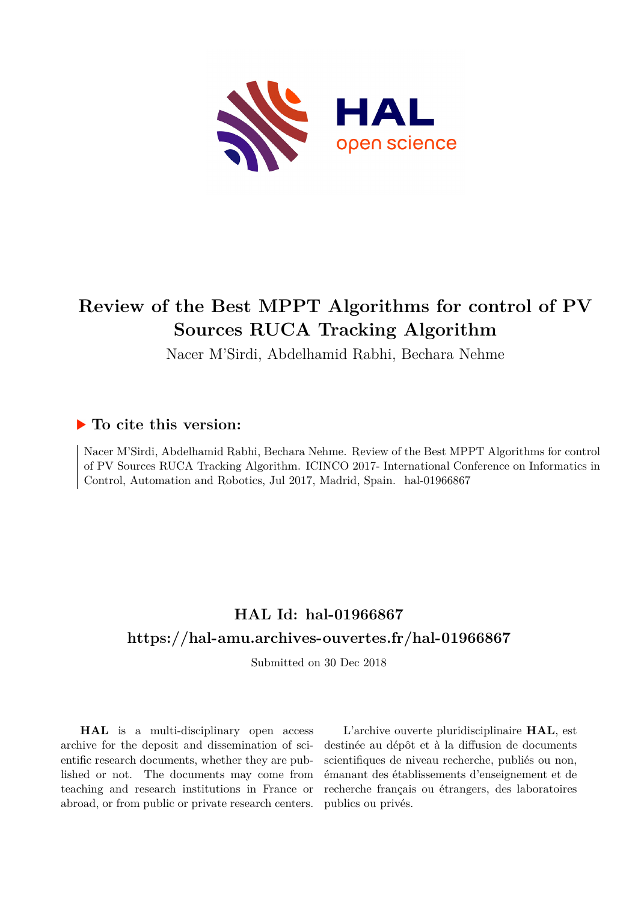# Review of the Best MPPT Algorithms for control of PV Sources RUCA Tracking Algorithm

Nacer M'Sirdi, Abdelhamid Rabhi, Bechara Nehme

## ▶ To cite this version:

Nacer M'Sirdi, Abdelhamid Rabhi, Bechara Nehme. Review of the Best MPPT Algorithms for control of PV Sources RUCA Tracking Algorithm. ICINCO 2017- International Conference on Informatics in Control, Automation and Robotics, Jul 2017, Madrid, Spain. hal-01966867

## HAL Id: hal-01966867

## https://hal-amu.archives-ouvertes.fr/hal-01966867

Submitted on 30 Dec 2018

**HAL** is a multi-disciplinary open access archive for the deposit and dissemination of scientific research documents, whether they are published or not. The documents may come from teaching and research institutions in France or abroad, or from public or private research centers.

L'archive ouverte pluridisciplinaire **HAL**, est destinée au dépôt et à la diffusion de documents scientifiques de niveau recherche, publiés ou non, émanant des établissements d'enseignement et de recherche français ou étrangers, des laboratoires publics ou privés.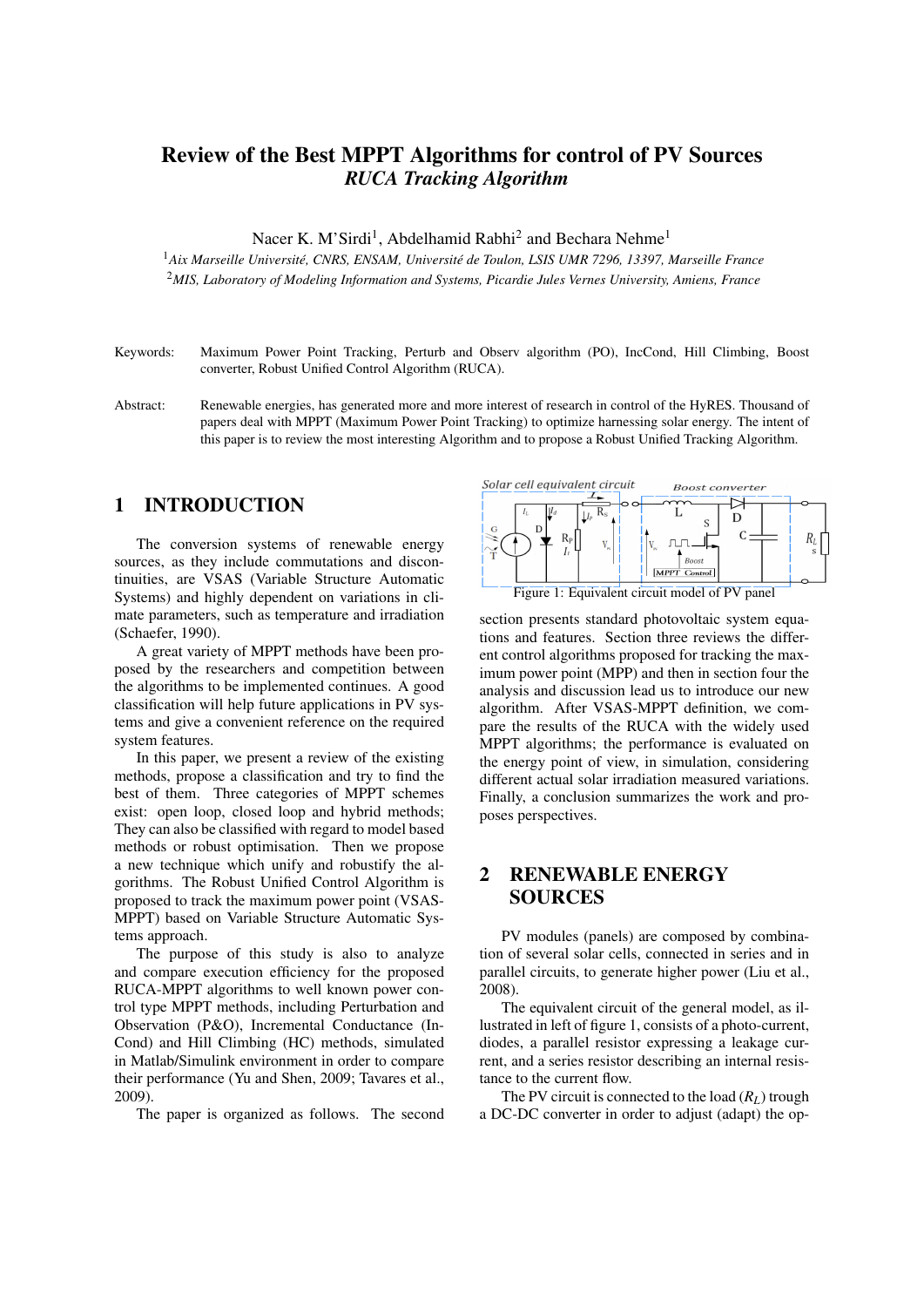# Review of the Best MPPT Algorithms for control of PV Sources
## *RUCA Tracking Algorithm*

Nacer K. M'Sirdi[1], Abdelhamid Rabhi[2] and Bechara Nehme[1]

[1]*Aix Marseille Université, CNRS, ENSAM, Université de Toulon, LSIS UMR 7296, 13397, Marseille France*
[2]*MIS, Laboratory of Modeling Information and Systems, Picardie Jules Vernes University, Amiens, France*

Keywords: Maximum Power Point Tracking, Perturb and Observ algorithm (PO), IncCond, Hill Climbing, Boost converter, Robust Unified Control Algorithm (RUCA).

Abstract: Renewable energies, has generated more and more interest of research in control of the HyRES. Thousand of papers deal with MPPT (Maximum Power Point Tracking) to optimize harnessing solar energy. The intent of this paper is to review the most interesting Algorithm and to propose a Robust Unified Tracking Algorithm.

## 1 INTRODUCTION

The conversion systems of renewable energy sources, as they include commutations and discontinuities, are VSAS (Variable Structure Automatic Systems) and highly dependent on variations in climate parameters, such as temperature and irradiation (Schaefer, 1990).

A great variety of MPPT methods have been proposed by the researchers and competition between the algorithms to be implemented continues. A good classification will help future applications in PV systems and give a convenient reference on the required system features.

In this paper, we present a review of the existing methods, propose a classification and try to find the best of them. Three categories of MPPT schemes exist: open loop, closed loop and hybrid methods; They can also be classified with regard to model based methods or robust optimisation. Then we propose a new technique which unify and robustify the algorithms. The Robust Unified Control Algorithm is proposed to track the maximum power point (VSAS-MPPT) based on Variable Structure Automatic Systems approach.

The purpose of this study is also to analyze and compare execution efficiency for the proposed RUCA-MPPT algorithms to well known power control type MPPT methods, including Perturbation and Observation (P&O), Incremental Conductance (InCond) and Hill Climbing (HC) methods, simulated in Matlab/Simulink environment in order to compare their performance (Yu and Shen, 2009; Tavares et al., 2009).

The paper is organized as follows. The second section presents standard photovoltaic system equations and features. Section three reviews the different control algorithms proposed for tracking the maximum power point (MPP) and then in section four the analysis and discussion lead us to introduce our new algorithm. After VSAS-MPPT definition, we compare the results of the RUCA with the widely used MPPT algorithms; the performance is evaluated on the energy point of view, in simulation, considering different actual solar irradiation measured variations. Finally, a conclusion summarizes the work and proposes perspectives.

Figure 1: Equivalent circuit model of PV panel

## 2 RENEWABLE ENERGY SOURCES

PV modules (panels) are composed by combination of several solar cells, connected in series and in parallel circuits, to generate higher power (Liu et al., 2008).

The equivalent circuit of the general model, as illustrated in left of figure 1, consists of a photo-current, diodes, a parallel resistor expressing a leakage current, and a series resistor describing an internal resistance to the current flow.

The PV circuit is connected to the load ($R_L$) trough a DC-DC converter in order to adjust (adapt) the op-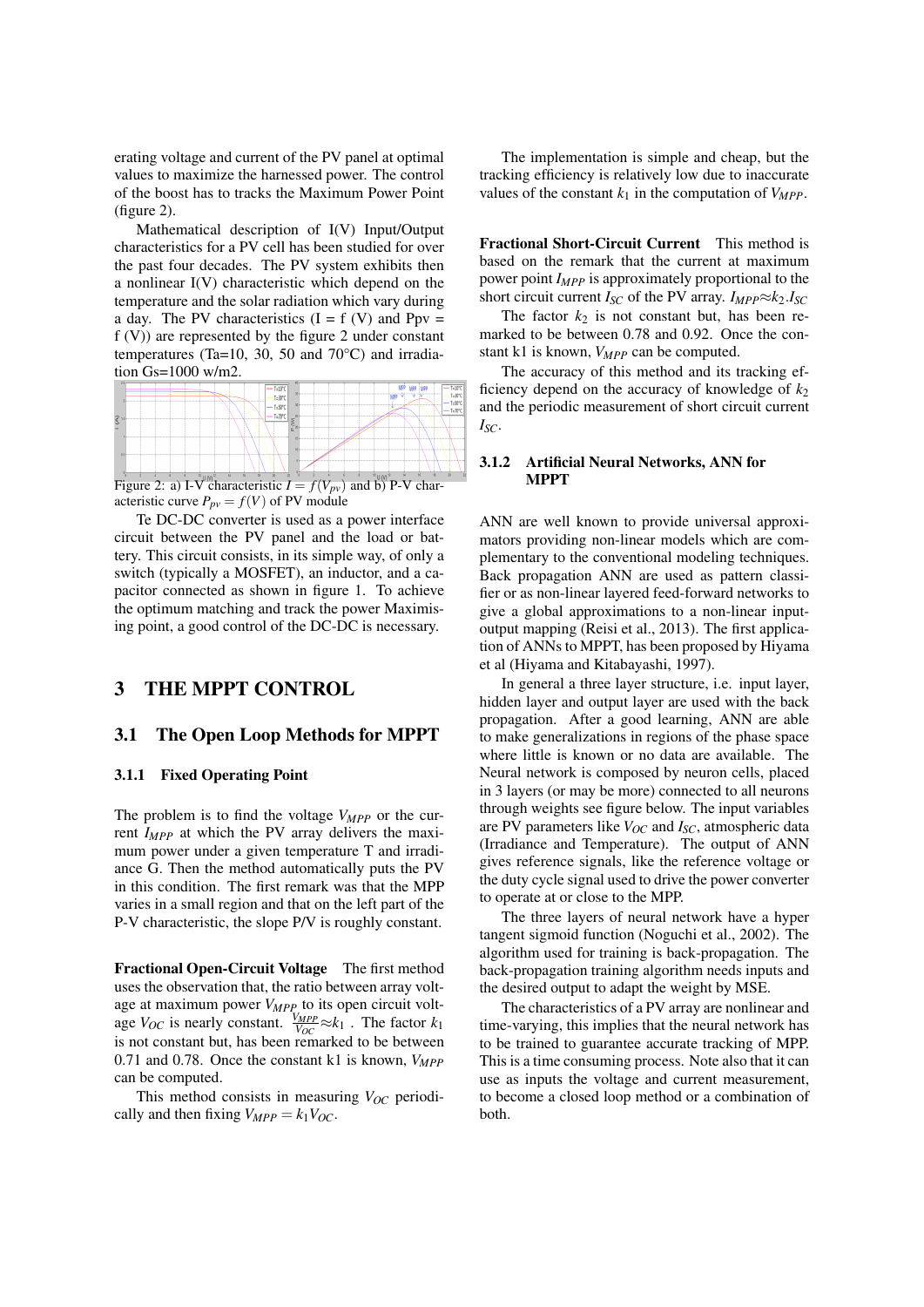erating voltage and current of the PV panel at optimal values to maximize the harnessed power. The control of the boost has to tracks the Maximum Power Point (figure 2).

Mathematical description of I(V) Input/Output characteristics for a PV cell has been studied for over the past four decades. The PV system exhibits then a nonlinear I(V) characteristic which depend on the temperature and the solar radiation which vary during a day. The PV characteristics (I = f (V) and Ppv = f (V)) are represented by the figure 2 under constant temperatures (Ta=10, 30, 50 and 70°C) and irradiation Gs=1000 w/m2.

Figure 2: a) I-V characteristic $I = f(V_{pv})$ and b) P-V characteristic curve $P_{pv} = f(V)$ of PV module

Te DC-DC converter is used as a power interface circuit between the PV panel and the load or battery. This circuit consists, in its simple way, of only a switch (typically a MOSFET), an inductor, and a capacitor connected as shown in figure 1. To achieve the optimum matching and track the power Maximising point, a good control of the DC-DC is necessary.

# 3 THE MPPT CONTROL

## 3.1 The Open Loop Methods for MPPT

### 3.1.1 Fixed Operating Point

The problem is to find the voltage $V_{MPP}$ or the current $I_{MPP}$ at which the PV array delivers the maximum power under a given temperature T and irradiance G. Then the method automatically puts the PV in this condition. The first remark was that the MPP varies in a small region and that on the left part of the P-V characteristic, the slope P/V is roughly constant.

**Fractional Open-Circuit Voltage** The first method uses the observation that, the ratio between array voltage at maximum power $V_{MPP}$ to its open circuit voltage $V_{OC}$ is nearly constant. $\frac{V_{MPP}}{V_{OC}} \approx k_1$ . The factor $k_1$ is not constant but, has been remarked to be between 0.71 and 0.78. Once the constant k1 is known, $V_{MPP}$ can be computed.

This method consists in measuring $V_{OC}$ periodically and then fixing $V_{MPP} = k_1 V_{OC}$.

The implementation is simple and cheap, but the tracking efficiency is relatively low due to inaccurate values of the constant $k_1$ in the computation of $V_{MPP}$.

**Fractional Short-Circuit Current** This method is based on the remark that the current at maximum power point $I_{MPP}$ is approximately proportional to the short circuit current $I_{SC}$ of the PV array. $I_{MPP} \approx k_2 . I_{SC}$

The factor $k_2$ is not constant but, has been remarked to be between 0.78 and 0.92. Once the constant k1 is known, $V_{MPP}$ can be computed.

The accuracy of this method and its tracking efficiency depend on the accuracy of knowledge of $k_2$ and the periodic measurement of short circuit current $I_{SC}$.

### 3.1.2 Artificial Neural Networks, ANN for MPPT

ANN are well known to provide universal approximators providing non-linear models which are complementary to the conventional modeling techniques. Back propagation ANN are used as pattern classifier or as non-linear layered feed-forward networks to give a global approximations to a non-linear input-output mapping (Reisi et al., 2013). The first application of ANNs to MPPT, has been proposed by Hiyama et al (Hiyama and Kitabayashi, 1997).

In general a three layer structure, i.e. input layer, hidden layer and output layer are used with the back propagation. After a good learning, ANN are able to make generalizations in regions of the phase space where little is known or no data are available. The Neural network is composed by neuron cells, placed in 3 layers (or may be more) connected to all neurons through weights see figure below. The input variables are PV parameters like $V_{OC}$ and $I_{SC}$, atmospheric data (Irradiance and Temperature). The output of ANN gives reference signals, like the reference voltage or the duty cycle signal used to drive the power converter to operate at or close to the MPP.

The three layers of neural network have a hyper tangent sigmoid function (Noguchi et al., 2002). The algorithm used for training is back-propagation. The back-propagation training algorithm needs inputs and the desired output to adapt the weight by MSE.

The characteristics of a PV array are nonlinear and time-varying, this implies that the neural network has to be trained to guarantee accurate tracking of MPP. This is a time consuming process. Note also that it can use as inputs the voltage and current measurement, to become a closed loop method or a combination of both.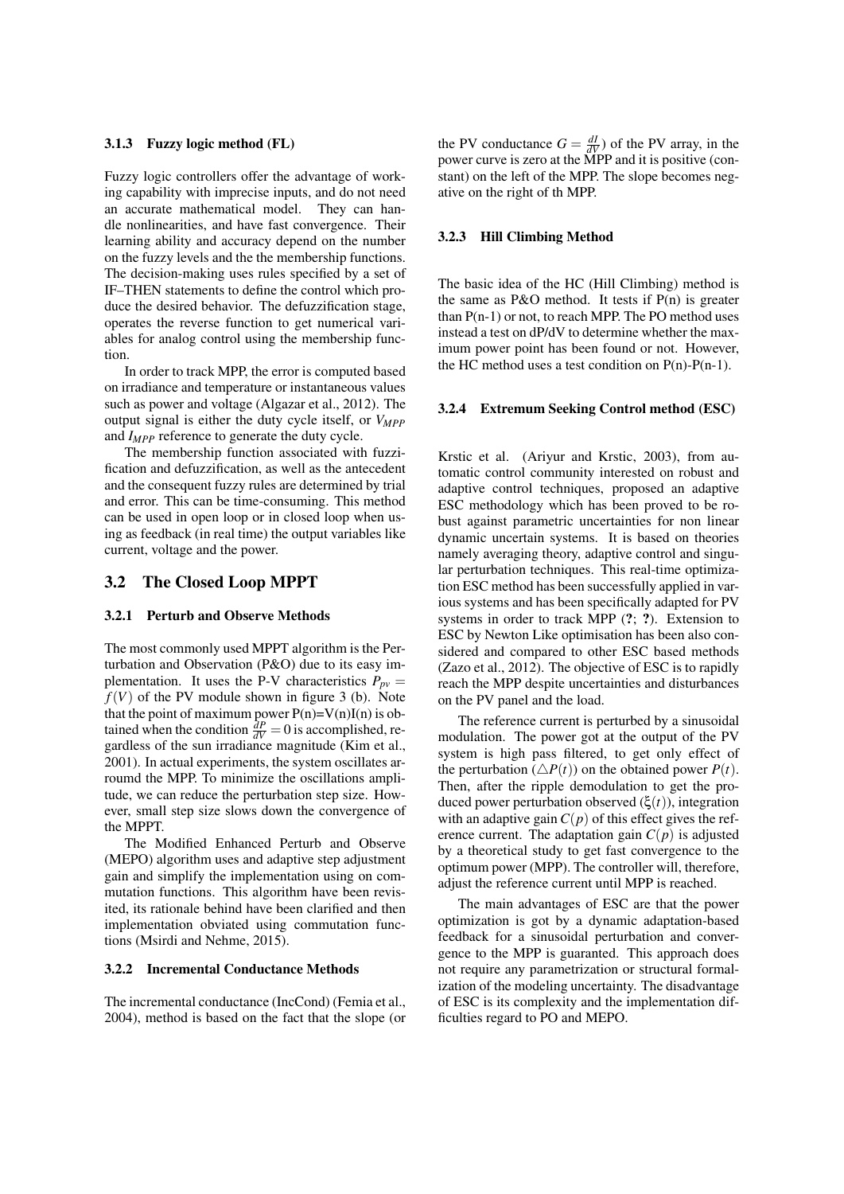#### 3.1.3 Fuzzy logic method (FL)

Fuzzy logic controllers offer the advantage of working capability with imprecise inputs, and do not need an accurate mathematical model. They can handle nonlinearities, and have fast convergence. Their learning ability and accuracy depend on the number on the fuzzy levels and the the membership functions. The decision-making uses rules specified by a set of IF–THEN statements to define the control which produce the desired behavior. The defuzzification stage, operates the reverse function to get numerical variables for analog control using the membership function.

In order to track MPP, the error is computed based on irradiance and temperature or instantaneous values such as power and voltage (Algazar et al., 2012). The output signal is either the duty cycle itself, or $V_{MPP}$ and $I_{MPP}$ reference to generate the duty cycle.

The membership function associated with fuzzification and defuzzification, as well as the antecedent and the consequent fuzzy rules are determined by trial and error. This can be time-consuming. This method can be used in open loop or in closed loop when using as feedback (in real time) the output variables like current, voltage and the power.

## 3.2 The Closed Loop MPPT

#### 3.2.1 Perturb and Observe Methods

The most commonly used MPPT algorithm is the Perturbation and Observation (P&O) due to its easy implementation. It uses the P-V characteristics $P_{pv} = f(V)$ of the PV module shown in figure 3 (b). Note that the point of maximum power P(n)=V(n)I(n) is obtained when the condition $\frac{dP}{dV} = 0$ is accomplished, regardless of the sun irradiance magnitude (Kim et al., 2001). In actual experiments, the system oscillates arroumd the MPP. To minimize the oscillations amplitude, we can reduce the perturbation step size. However, small step size slows down the convergence of the MPPT.

The Modified Enhanced Perturb and Observe (MEPO) algorithm uses and adaptive step adjustment gain and simplify the implementation using on commutation functions. This algorithm have been revisited, its rationale behind have been clarified and then implementation obviated using commutation functions (Msirdi and Nehme, 2015).

#### 3.2.2 Incremental Conductance Methods

The incremental conductance (IncCond) (Femia et al., 2004), method is based on the fact that the slope (or the PV conductance $G = \frac{dI}{dV}$) of the PV array, in the power curve is zero at the MPP and it is positive (constant) on the left of the MPP. The slope becomes negative on the right of th MPP.

#### 3.2.3 Hill Climbing Method

The basic idea of the HC (Hill Climbing) method is the same as P&O method. It tests if P(n) is greater than P(n-1) or not, to reach MPP. The PO method uses instead a test on dP/dV to determine whether the maximum power point has been found or not. However, the HC method uses a test condition on P(n)-P(n-1).

#### 3.2.4 Extremum Seeking Control method (ESC)

Krstic et al. (Ariyur and Krstic, 2003), from automatic control community interested on robust and adaptive control techniques, proposed an adaptive ESC methodology which has been proved to be robust against parametric uncertainties for non linear dynamic uncertain systems. It is based on theories namely averaging theory, adaptive control and singular perturbation techniques. This real-time optimization ESC method has been successfully applied in various systems and has been specifically adapted for PV systems in order to track MPP (**?**; **?**). Extension to ESC by Newton Like optimisation has been also considered and compared to other ESC based methods (Zazo et al., 2012). The objective of ESC is to rapidly reach the MPP despite uncertainties and disturbances on the PV panel and the load.

The reference current is perturbed by a sinusoidal modulation. The power got at the output of the PV system is high pass filtered, to get only effect of the perturbation ($\triangle P(t)$) on the obtained power $P(t)$. Then, after the ripple demodulation to get the produced power perturbation observed ($\xi(t)$), integration with an adaptive gain $C(p)$ of this effect gives the reference current. The adaptation gain $C(p)$ is adjusted by a theoretical study to get fast convergence to the optimum power (MPP). The controller will, therefore, adjust the reference current until MPP is reached.

The main advantages of ESC are that the power optimization is got by a dynamic adaptation-based feedback for a sinusoidal perturbation and convergence to the MPP is guaranted. This approach does not require any parametrization or structural formalization of the modeling uncertainty. The disadvantage of ESC is its complexity and the implementation difficulties regard to PO and MEPO.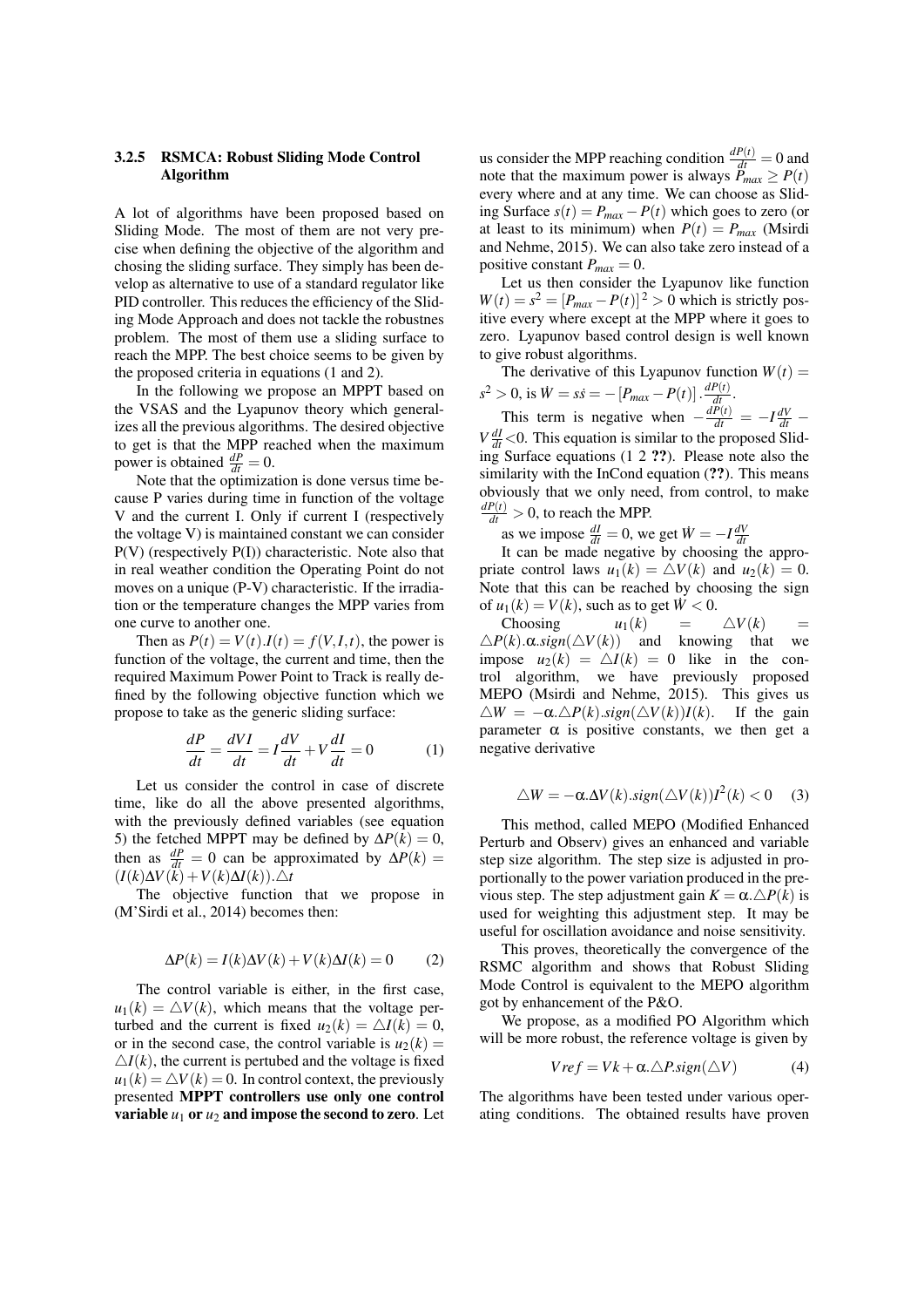### 3.2.5 RSMCA: Robust Sliding Mode Control Algorithm

A lot of algorithms have been proposed based on Sliding Mode. The most of them are not very precise when defining the objective of the algorithm and chosing the sliding surface. They simply has been develop as alternative to use of a standard regulator like PID controller. This reduces the efficiency of the Sliding Mode Approach and does not tackle the robustnes problem. The most of them use a sliding surface to reach the MPP. The best choice seems to be given by the proposed criteria in equations (1 and 2).

In the following we propose an MPPT based on the VSAS and the Lyapunov theory which generalizes all the previous algorithms. The desired objective to get is that the MPP reached when the maximum power is obtained $\frac{dP}{dt} = 0$.

Note that the optimization is done versus time because P varies during time in function of the voltage V and the current I. Only if current I (respectively the voltage V) is maintained constant we can consider P(V) (respectively P(I)) characteristic. Note also that in real weather condition the Operating Point do not moves on a unique (P-V) characteristic. If the irradiation or the temperature changes the MPP varies from one curve to another one.

Then as $P(t) = V(t).I(t) = f(V, I, t)$, the power is function of the voltage, the current and time, then the required Maximum Power Point to Track is really defined by the following objective function which we propose to take as the generic sliding surface:

$$\frac{dP}{dt} = \frac{dVI}{dt} = I\frac{dV}{dt} + V\frac{dI}{dt} = 0 \tag{1}$$

Let us consider the control in case of discrete time, like do all the above presented algorithms, with the previously defined variables (see equation 5) the fetched MPPT may be defined by $\Delta P(k) = 0$, then as $\frac{dP}{dt} = 0$ can be approximated by $\Delta P(k) = (I(k)\Delta V(k) + V(k)\Delta I(k)).\triangle t$

The objective function that we propose in (M'Sirdi et al., 2014) becomes then:

$$\Delta P(k) = I(k)\Delta V(k) + V(k)\Delta I(k) = 0 \tag{2}$$

The control variable is either, in the first case, $u_1(k) = \triangle V(k)$, which means that the voltage perturbed and the current is fixed $u_2(k) = \triangle I(k) = 0$, or in the second case, the control variable is $u_2(k) = \triangle I(k)$, the current is pertubed and the voltage is fixed $u_1(k) = \triangle V(k) = 0$. In control context, the previously presented **MPPT controllers use only one control variable $u_1$ or $u_2$ and impose the second to zero**. Let us consider the MPP reaching condition $\frac{dP(t)}{dt} = 0$ and note that the maximum power is always $P_{max} \geq P(t)$ every where and at any time. We can choose as Sliding Surface $s(t) = P_{max} - P(t)$ which goes to zero (or at least to its minimum) when $P(t) = P_{max}$ (Msirdi and Nehme, 2015). We can also take zero instead of a positive constant $P_{max} = 0$.

Let us then consider the Lyapunov like function $W(t) = s^2 = [P_{max} - P(t)]^2 > 0$ which is strictly positive every where except at the MPP where it goes to zero. Lyapunov based control design is well known to give robust algorithms.

The derivative of this Lyapunov function $W(t) = s^2 > 0$, is $\dot{W} = s\dot{s} = -[P_{max} - P(t)] . \frac{dP(t)}{dt}$.

This term is negative when $-\frac{dP(t)}{dt} = -I\frac{dV}{dt} - V\frac{dI}{dt} < 0$. This equation is similar to the proposed Sliding Surface equations (1 2 ??). Please note also the similarity with the InCond equation (??). This means obviously that we only need, from control, to make $\frac{dP(t)}{dt} > 0$, to reach the MPP.

as we impose $\frac{dI}{dt} = 0$, we get $\dot{W} = -I\frac{dV}{dt}$

It can be made negative by choosing the appropriate control laws $u_1(k) = \triangle V(k)$ and $u_2(k) = 0$. Note that this can be reached by choosing the sign of $u_1(k) = V(k)$, such as to get $\dot{W} < 0$.

Choosing $u_1(k) = \triangle V(k) = \triangle P(k).\alpha.sign(\triangle V(k))$ and knowing that we impose $u_2(k) = \triangle I(k) = 0$ like in the control algorithm, we have previously proposed MEPO (Msirdi and Nehme, 2015). This gives us $\triangle W = -\alpha.\triangle P(k).sign(\triangle V(k))I(k)$. If the gain parameter $\alpha$ is positive constants, we then get a negative derivative

$$\triangle W = -\alpha.\Delta V(k).sign(\triangle V(k))I^2(k) < 0 \tag{3}$$

This method, called MEPO (Modified Enhanced Perturb and Observ) gives an enhanced and variable step size algorithm. The step size is adjusted in proportionally to the power variation produced in the previous step. The step adjustment gain $K = \alpha.\triangle P(k)$ is used for weighting this adjustment step. It may be useful for oscillation avoidance and noise sensitivity.

This proves, theoretically the convergence of the RSMC algorithm and shows that Robust Sliding Mode Control is equivalent to the MEPO algorithm got by enhancement of the P&O.

We propose, as a modified PO Algorithm which will be more robust, the reference voltage is given by

$$Vref = Vk + \alpha.\triangle P.sign(\triangle V) \tag{4}$$

The algorithms have been tested under various operating conditions. The obtained results have proven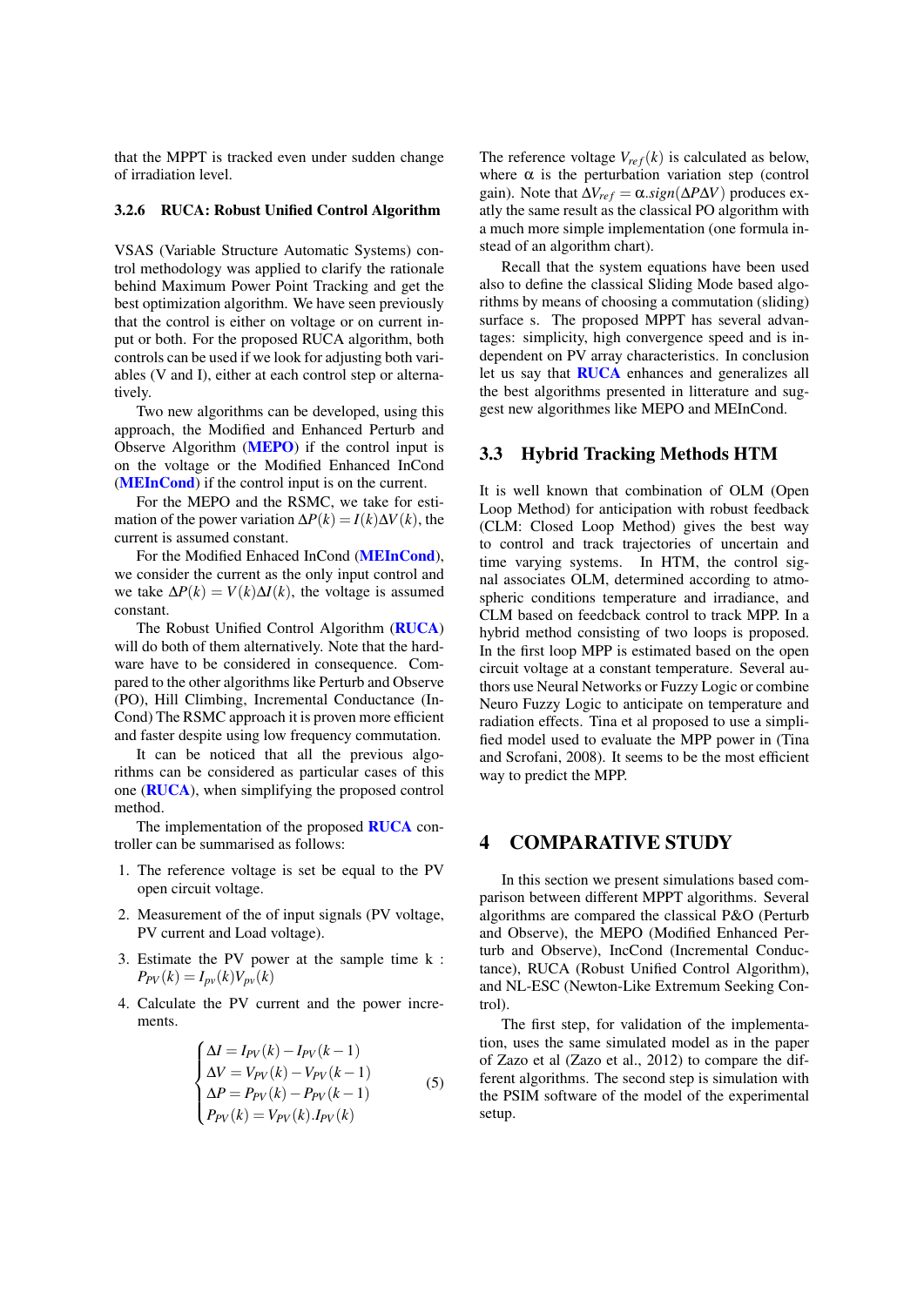that the MPPT is tracked even under sudden change of irradiation level.

### 3.2.6 RUCA: Robust Unified Control Algorithm

VSAS (Variable Structure Automatic Systems) control methodology was applied to clarify the rationale behind Maximum Power Point Tracking and get the best optimization algorithm. We have seen previously that the control is either on voltage or on current input or both. For the proposed RUCA algorithm, both controls can be used if we look for adjusting both variables (V and I), either at each control step or alternatively.

Two new algorithms can be developed, using this approach, the Modified and Enhanced Perturb and Observe Algorithm (**MEPO**) if the control input is on the voltage or the Modified Enhanced InCond (**MEInCond**) if the control input is on the current.

For the MEPO and the RSMC, we take for estimation of the power variation $\Delta P(k) = I(k)\Delta V(k)$, the current is assumed constant.

For the Modified Enhaced InCond (**MEInCond**), we consider the current as the only input control and we take $\Delta P(k) = V(k)\Delta I(k)$, the voltage is assumed constant.

The Robust Unified Control Algorithm (**RUCA**) will do both of them alternatively. Note that the hardware have to be considered in consequence. Compared to the other algorithms like Perturb and Observe (PO), Hill Climbing, Incremental Conductance (InCond) The RSMC approach it is proven more efficient and faster despite using low frequency commutation.

It can be noticed that all the previous algorithms can be considered as particular cases of this one (**RUCA**), when simplifying the proposed control method.

The implementation of the proposed **RUCA** controller can be summarised as follows:

1. The reference voltage is set be equal to the PV open circuit voltage.
2. Measurement of the of input signals (PV voltage, PV current and Load voltage).
3. Estimate the PV power at the sample time k : $P_{PV}(k) = I_{pv}(k)V_{pv}(k)$
4. Calculate the PV current and the power increments.

$$\begin{cases} \Delta I = I_{PV}(k) - I_{PV}(k-1) \\ \Delta V = V_{PV}(k) - V_{PV}(k-1) \\ \Delta P = P_{PV}(k) - P_{PV}(k-1) \\ P_{PV}(k) = V_{PV}(k).I_{PV}(k) \end{cases} \tag{5}$$

The reference voltage $V_{ref}(k)$ is calculated as below, where $\alpha$ is the perturbation variation step (control gain). Note that $\Delta V_{ref} = \alpha.sign(\Delta P \Delta V)$ produces exatly the same result as the classical PO algorithm with a much more simple implementation (one formula instead of an algorithm chart).

Recall that the system equations have been used also to define the classical Sliding Mode based algorithms by means of choosing a commutation (sliding) surface s. The proposed MPPT has several advantages: simplicity, high convergence speed and is independent on PV array characteristics. In conclusion let us say that **RUCA** enhances and generalizes all the best algorithms presented in litterature and suggest new algorithmes like MEPO and MEInCond.

## 3.3 Hybrid Tracking Methods HTM

It is well known that combination of OLM (Open Loop Method) for anticipation with robust feedback (CLM: Closed Loop Method) gives the best way to control and track trajectories of uncertain and time varying systems. In HTM, the control signal associates OLM, determined according to atmospheric conditions temperature and irradiance, and CLM based on feedback control to track MPP. In a hybrid method consisting of two loops is proposed. In the first loop MPP is estimated based on the open circuit voltage at a constant temperature. Several authors use Neural Networks or Fuzzy Logic or combine Neuro Fuzzy Logic to anticipate on temperature and radiation effects. Tina et al proposed to use a simplified model used to evaluate the MPP power in (Tina and Scrofani, 2008). It seems to be the most efficient way to predict the MPP.

# 4 COMPARATIVE STUDY

In this section we present simulations based comparison between different MPPT algorithms. Several algorithms are compared the classical P&O (Perturb and Observe), the MEPO (Modified Enhanced Perturb and Observe), IncCond (Incremental Conductance), RUCA (Robust Unified Control Algorithm), and NL-ESC (Newton-Like Extremum Seeking Control).

The first step, for validation of the implementation, uses the same simulated model as in the paper of Zazo et al (Zazo et al., 2012) to compare the different algorithms. The second step is simulation with the PSIM software of the model of the experimental setup.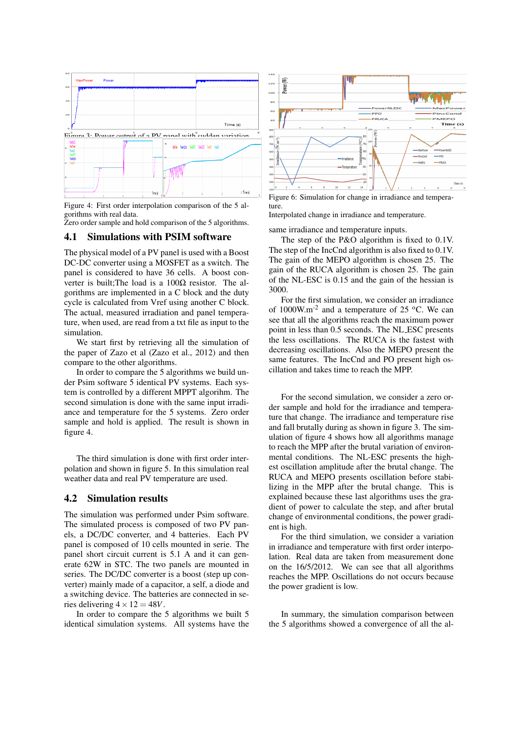Figure 3: Power output of a PV panel with sudden variation

Figure 4: First order interpolation comparison of the 5 algorithms with real data.
Zero order sample and hold comparison of the 5 algorithms.

## 4.1 Simulations with PSIM software

The physical model of a PV panel is used with a Boost DC-DC converter using a MOSFET as a switch. The panel is considered to have 36 cells. A boost converter is built;The load is a 100Ω resistor. The algorithms are implemented in a C block and the duty cycle is calculated from Vref using another C block. The actual, measured irradiation and panel temperature, when used, are read from a txt file as input to the simulation.

We start first by retrieving all the simulation of the paper of Zazo et al (Zazo et al., 2012) and then compare to the other algorithms.

In order to compare the 5 algorithms we build under Psim software 5 identical PV systems. Each system is controlled by a different MPPT algorihm. The second simulation is done with the same input irradiance and temperature for the 5 systems. Zero order sample and hold is applied. The result is shown in figure 4.

The third simulation is done with first order interpolation and shown in figure 5. In this simulation real weather data and real PV temperature are used.

## 4.2 Simulation results

The simulation was performed under Psim software. The simulated process is composed of two PV panels, a DC/DC converter, and 4 batteries. Each PV panel is composed of 10 cells mounted in serie. The panel short circuit current is 5.1 A and it can generate 62W in STC. The two panels are mounted in series. The DC/DC converter is a boost (step up converter) mainly made of a capacitor, a self, a diode and a switching device. The batteries are connected in series delivering $4 \times 12 = 48V$.

In order to compare the 5 algorithms we built 5 identical simulation systems. All systems have the same irradiance and temperature inputs.

Figure 6: Simulation for change in irradiance and temperature.
Interpolated change in irradiance and temperature.

The step of the P&O algorithm is fixed to 0.1V. The step of the IncCnd algorithm is also fixed to 0.1V. The gain of the MEPO algorithm is chosen 25. The gain of the RUCA algorithm is chosen 25. The gain of the NL-ESC is 0.15 and the gain of the hessian is 3000.

For the first simulation, we consider an irradiance of 1000W.m$^{-2}$ and a temperature of 25 $^{o}$C. We can see that all the algorithms reach the maximum power point in less than 0.5 seconds. The NL_ESC presents the less oscillations. The RUCA is the fastest with decreasing oscillations. Also the MEPO present the same features. The IncCnd and PO present high oscillation and takes time to reach the MPP.

For the second simulation, we consider a zero order sample and hold for the irradiance and temperature that change. The irradiance and temperature rise and fall brutally during as shown in figure 3. The simulation of figure 4 shows how all algorithms manage to reach the MPP after the brutal variation of environmental conditions. The NL-ESC presents the highest oscillation amplitude after the brutal change. The RUCA and MEPO presents oscillation before stabilizing in the MPP after the brutal change. This is explained because these last algorithms uses the gradient of power to calculate the step, and after brutal change of environmental conditions, the power gradient is high.

For the third simulation, we consider a variation in irradiance and temperature with first order interpolation. Real data are taken from measurement done on the 16/5/2012. We can see that all algorithms reaches the MPP. Oscillations do not occurs because the power gradient is low.

In summary, the simulation comparison between the 5 algorithms showed a convergence of all the al-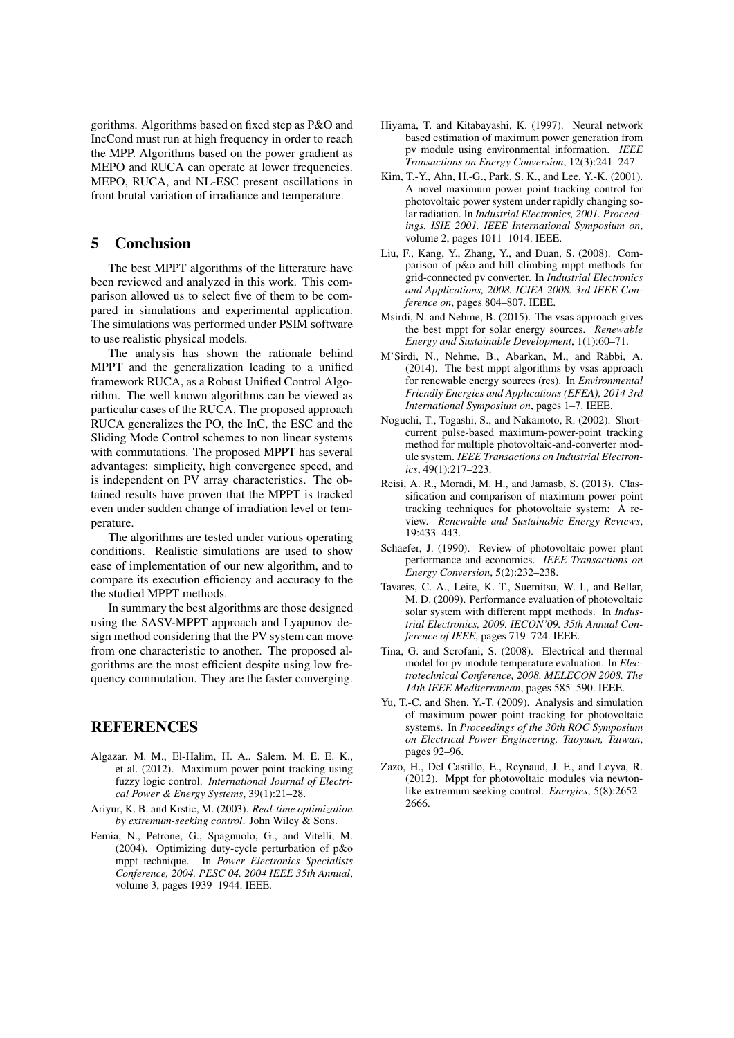gorithms. Algorithms based on fixed step as P&O and IncCond must run at high frequency in order to reach the MPP. Algorithms based on the power gradient as MEPO and RUCA can operate at lower frequencies. MEPO, RUCA, and NL-ESC present oscillations in front brutal variation of irradiance and temperature.

## 5 Conclusion

The best MPPT algorithms of the litterature have been reviewed and analyzed in this work. This comparison allowed us to select five of them to be compared in simulations and experimental application. The simulations was performed under PSIM software to use realistic physical models.

The analysis has shown the rationale behind MPPT and the generalization leading to a unified framework RUCA, as a Robust Unified Control Algorithm. The well known algorithms can be viewed as particular cases of the RUCA. The proposed approach RUCA generalizes the PO, the InC, the ESC and the Sliding Mode Control schemes to non linear systems with commutations. The proposed MPPT has several advantages: simplicity, high convergence speed, and is independent on PV array characteristics. The obtained results have proven that the MPPT is tracked even under sudden change of irradiation level or temperature.

The algorithms are tested under various operating conditions. Realistic simulations are used to show ease of implementation of our new algorithm, and to compare its execution efficiency and accuracy to the the studied MPPT methods.

In summary the best algorithms are those designed using the SASV-MPPT approach and Lyapunov design method considering that the PV system can move from one characteristic to another. The proposed algorithms are the most efficient despite using low frequency commutation. They are the faster converging.

## REFERENCES

Algazar, M. M., El-Halim, H. A., Salem, M. E. E. K., et al. (2012). Maximum power point tracking using fuzzy logic control. *International Journal of Electrical Power & Energy Systems*, 39(1):21–28.

Ariyur, K. B. and Krstic, M. (2003). *Real-time optimization by extremum-seeking control*. John Wiley & Sons.

Femia, N., Petrone, G., Spagnuolo, G., and Vitelli, M. (2004). Optimizing duty-cycle perturbation of p&o mppt technique. In *Power Electronics Specialists Conference, 2004. PESC 04. 2004 IEEE 35th Annual*, volume 3, pages 1939–1944. IEEE.

Hiyama, T. and Kitabayashi, K. (1997). Neural network based estimation of maximum power generation from pv module using environmental information. *IEEE Transactions on Energy Conversion*, 12(3):241–247.

Kim, T.-Y., Ahn, H.-G., Park, S. K., and Lee, Y.-K. (2001). A novel maximum power point tracking control for photovoltaic power system under rapidly changing solar radiation. In *Industrial Electronics, 2001. Proceedings. ISIE 2001. IEEE International Symposium on*, volume 2, pages 1011–1014. IEEE.

Liu, F., Kang, Y., Zhang, Y., and Duan, S. (2008). Comparison of p&o and hill climbing mppt methods for grid-connected pv converter. In *Industrial Electronics and Applications, 2008. ICIEA 2008. 3rd IEEE Conference on*, pages 804–807. IEEE.

Msirdi, N. and Nehme, B. (2015). The vsas approach gives the best mppt for solar energy sources. *Renewable Energy and Sustainable Development*, 1(1):60–71.

M'Sirdi, N., Nehme, B., Abarkan, M., and Rabbi, A. (2014). The best mppt algorithms by vsas approach for renewable energy sources (res). In *Environmental Friendly Energies and Applications (EFEA), 2014 3rd International Symposium on*, pages 1–7. IEEE.

Noguchi, T., Togashi, S., and Nakamoto, R. (2002). Short-current pulse-based maximum-power-point tracking method for multiple photovoltaic-and-converter module system. *IEEE Transactions on Industrial Electronics*, 49(1):217–223.

Reisi, A. R., Moradi, M. H., and Jamasb, S. (2013). Classification and comparison of maximum power point tracking techniques for photovoltaic system: A review. *Renewable and Sustainable Energy Reviews*, 19:433–443.

Schaefer, J. (1990). Review of photovoltaic power plant performance and economics. *IEEE Transactions on Energy Conversion*, 5(2):232–238.

Tavares, C. A., Leite, K. T., Suemitsu, W. I., and Bellar, M. D. (2009). Performance evaluation of photovoltaic solar system with different mppt methods. In *Industrial Electronics, 2009. IECON'09. 35th Annual Conference of IEEE*, pages 719–724. IEEE.

Tina, G. and Scrofani, S. (2008). Electrical and thermal model for pv module temperature evaluation. In *Electrotechnical Conference, 2008. MELECON 2008. The 14th IEEE Mediterranean*, pages 585–590. IEEE.

Yu, T.-C. and Shen, Y.-T. (2009). Analysis and simulation of maximum power point tracking for photovoltaic systems. In *Proceedings of the 30th ROC Symposium on Electrical Power Engineering, Taoyuan, Taiwan*, pages 92–96.

Zazo, H., Del Castillo, E., Reynaud, J. F., and Leyva, R. (2012). Mppt for photovoltaic modules via newton-like extremum seeking control. *Energies*, 5(8):2652–2666.